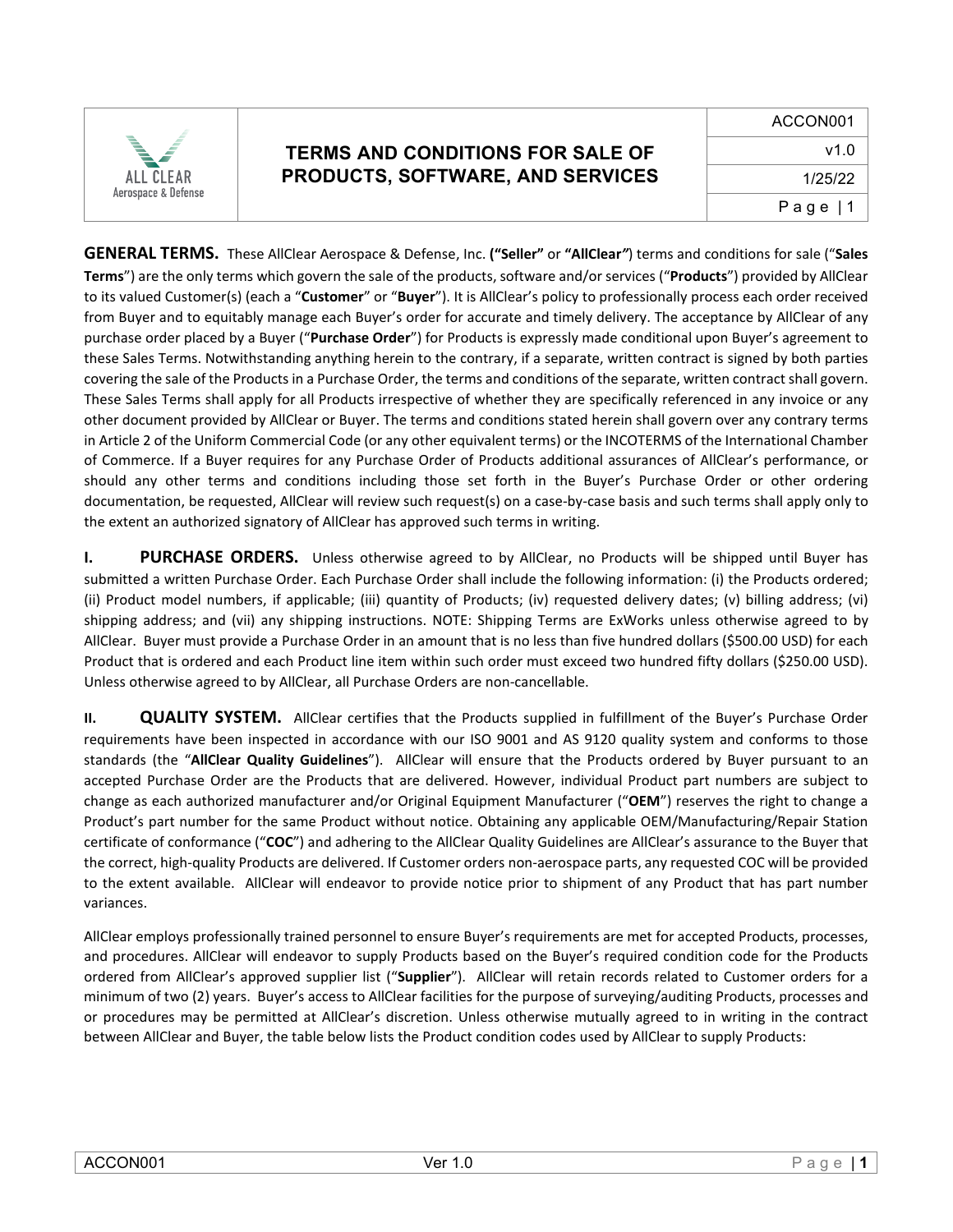# TERMS AND CONDITIONS FOR SALE OF PRODUCTS, SOFTWARE, AND SERVICES

| ACCON001 |
| --- |
| v1.0 |
| 1/25/22 |

**GENERAL TERMS.** These AllClear Aerospace & Defense, Inc. **("Seller"** or **"AllClear"**) terms and conditions for sale ("**Sales Terms**") are the only terms which govern the sale of the products, software and/or services ("**Products**") provided by AllClear to its valued Customer(s) (each a "**Customer**" or "**Buyer**"). It is AllClear's policy to professionally process each order received from Buyer and to equitably manage each Buyer's order for accurate and timely delivery. The acceptance by AllClear of any purchase order placed by a Buyer ("**Purchase Order**") for Products is expressly made conditional upon Buyer's agreement to these Sales Terms. Notwithstanding anything herein to the contrary, if a separate, written contract is signed by both parties covering the sale of the Products in a Purchase Order, the terms and conditions of the separate, written contract shall govern. These Sales Terms shall apply for all Products irrespective of whether they are specifically referenced in any invoice or any other document provided by AllClear or Buyer. The terms and conditions stated herein shall govern over any contrary terms in Article 2 of the Uniform Commercial Code (or any other equivalent terms) or the INCOTERMS of the International Chamber of Commerce. If a Buyer requires for any Purchase Order of Products additional assurances of AllClear's performance, or should any other terms and conditions including those set forth in the Buyer's Purchase Order or other ordering documentation, be requested, AllClear will review such request(s) on a case-by-case basis and such terms shall apply only to the extent an authorized signatory of AllClear has approved such terms in writing.

**I. PURCHASE ORDERS.** Unless otherwise agreed to by AllClear, no Products will be shipped until Buyer has submitted a written Purchase Order. Each Purchase Order shall include the following information: (i) the Products ordered; (ii) Product model numbers, if applicable; (iii) quantity of Products; (iv) requested delivery dates; (v) billing address; (vi) shipping address; and (vii) any shipping instructions. NOTE: Shipping Terms are ExWorks unless otherwise agreed to by AllClear. Buyer must provide a Purchase Order in an amount that is no less than five hundred dollars ($500.00 USD) for each Product that is ordered and each Product line item within such order must exceed two hundred fifty dollars ($250.00 USD). Unless otherwise agreed to by AllClear, all Purchase Orders are non-cancellable.

**II. QUALITY SYSTEM.** AllClear certifies that the Products supplied in fulfillment of the Buyer's Purchase Order requirements have been inspected in accordance with our ISO 9001 and AS 9120 quality system and conforms to those standards (the "**AllClear Quality Guidelines**"). AllClear will ensure that the Products ordered by Buyer pursuant to an accepted Purchase Order are the Products that are delivered. However, individual Product part numbers are subject to change as each authorized manufacturer and/or Original Equipment Manufacturer ("**OEM**") reserves the right to change a Product's part number for the same Product without notice. Obtaining any applicable OEM/Manufacturing/Repair Station certificate of conformance ("**COC**") and adhering to the AllClear Quality Guidelines are AllClear's assurance to the Buyer that the correct, high-quality Products are delivered. If Customer orders non-aerospace parts, any requested COC will be provided to the extent available. AllClear will endeavor to provide notice prior to shipment of any Product that has part number variances.

AllClear employs professionally trained personnel to ensure Buyer's requirements are met for accepted Products, processes, and procedures. AllClear will endeavor to supply Products based on the Buyer's required condition code for the Products ordered from AllClear's approved supplier list ("**Supplier**"). AllClear will retain records related to Customer orders for a minimum of two (2) years. Buyer's access to AllClear facilities for the purpose of surveying/auditing Products, processes and or procedures may be permitted at AllClear's discretion. Unless otherwise mutually agreed to in writing in the contract between AllClear and Buyer, the table below lists the Product condition codes used by AllClear to supply Products: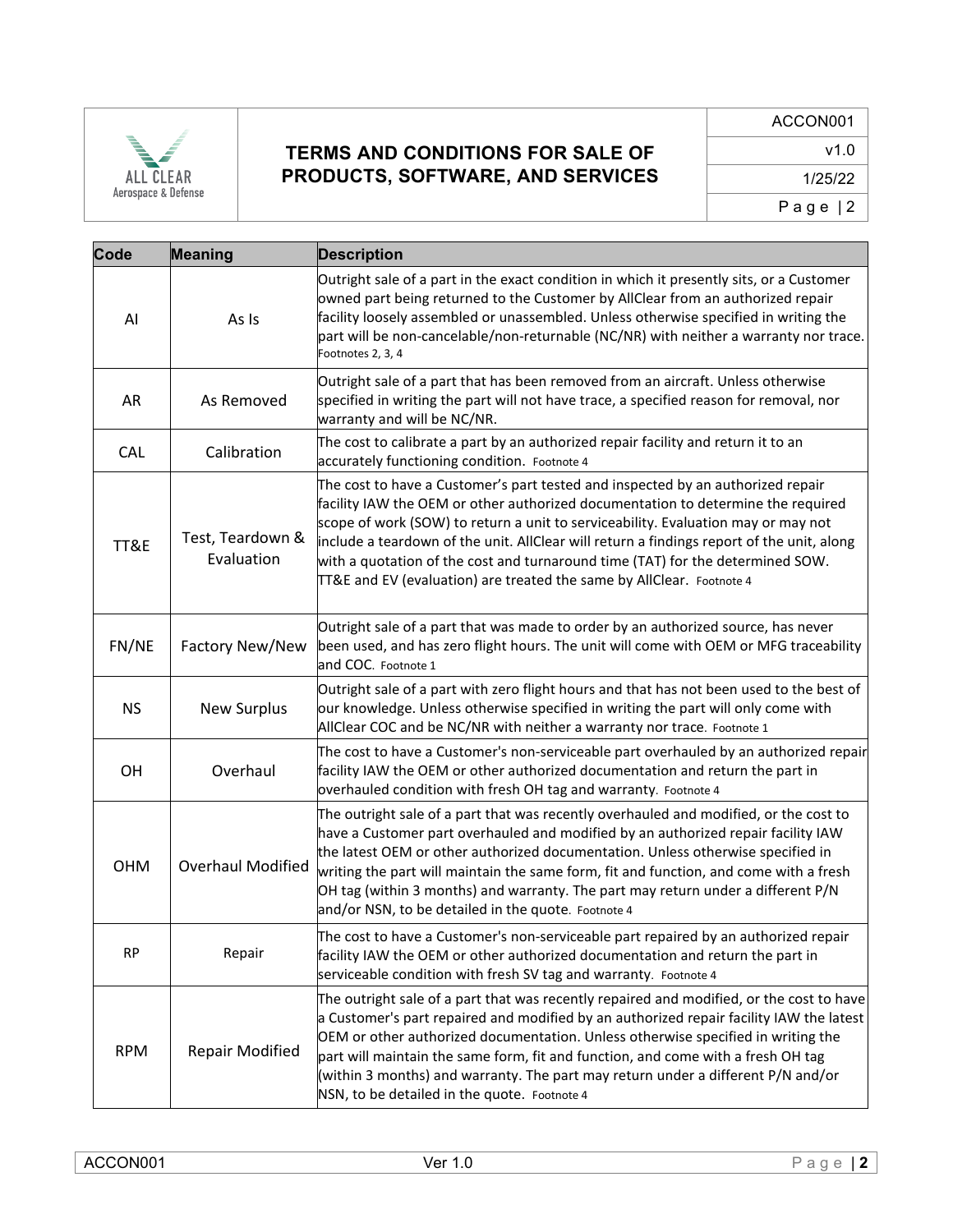| Code | Meaning | Description |
| --- | --- | --- |
| AI | As Is | Outright sale of a part in the exact condition in which it presently sits, or a Customer owned part being returned to the Customer by AllClear from an authorized repair facility loosely assembled or unassembled. Unless otherwise specified in writing the part will be non-cancelable/non-returnable (NC/NR) with neither a warranty nor trace. Footnotes 2, 3, 4 |
| AR | As Removed | Outright sale of a part that has been removed from an aircraft. Unless otherwise specified in writing the part will not have trace, a specified reason for removal, nor warranty and will be NC/NR. |
| CAL | Calibration | The cost to calibrate a part by an authorized repair facility and return it to an accurately functioning condition. Footnote 4 |
| TT&E | Test, Teardown & Evaluation | The cost to have a Customer's part tested and inspected by an authorized repair facility IAW the OEM or other authorized documentation to determine the required scope of work (SOW) to return a unit to serviceability. Evaluation may or may not include a teardown of the unit. AllClear will return a findings report of the unit, along with a quotation of the cost and turnaround time (TAT) for the determined SOW. TT&E and EV (evaluation) are treated the same by AllClear. Footnote 4 |
| FN/NE | Factory New/New | Outright sale of a part that was made to order by an authorized source, has never been used, and has zero flight hours. The unit will come with OEM or MFG traceability and COC. Footnote 1 |
| NS | New Surplus | Outright sale of a part with zero flight hours and that has not been used to the best of our knowledge. Unless otherwise specified in writing the part will only come with AllClear COC and be NC/NR with neither a warranty nor trace. Footnote 1 |
| OH | Overhaul | The cost to have a Customer's non-serviceable part overhauled by an authorized repair facility IAW the OEM or other authorized documentation and return the part in overhauled condition with fresh OH tag and warranty. Footnote 4 |
| OHM | Overhaul Modified | The outright sale of a part that was recently overhauled and modified, or the cost to have a Customer part overhauled and modified by an authorized repair facility IAW the latest OEM or other authorized documentation. Unless otherwise specified in writing the part will maintain the same form, fit and function, and come with a fresh OH tag (within 3 months) and warranty. The part may return under a different P/N and/or NSN, to be detailed in the quote. Footnote 4 |
| RP | Repair | The cost to have a Customer's non-serviceable part repaired by an authorized repair facility IAW the OEM or other authorized documentation and return the part in serviceable condition with fresh SV tag and warranty. Footnote 4 |
| RPM | Repair Modified | The outright sale of a part that was recently repaired and modified, or the cost to have a Customer's part repaired and modified by an authorized repair facility IAW the latest OEM or other authorized documentation. Unless otherwise specified in writing the part will maintain the same form, fit and function, and come with a fresh OH tag (within 3 months) and warranty. The part may return under a different P/N and/or NSN, to be detailed in the quote. Footnote 4 |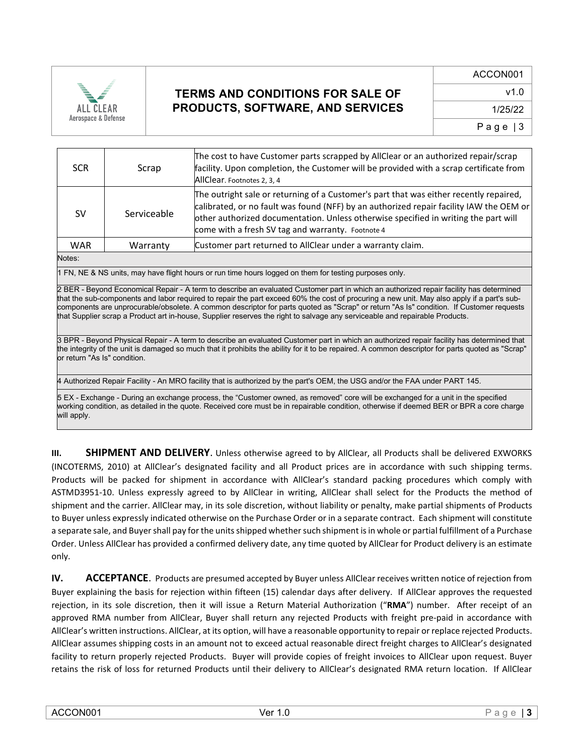| SCR | Scrap | The cost to have Customer parts scrapped by AllClear or an authorized repair/scrap facility. Upon completion, the Customer will be provided with a scrap certificate from AllClear. Footnotes 2, 3, 4 |
|---|---|---|
| SV | Serviceable | The outright sale or returning of a Customer's part that was either recently repaired, calibrated, or no fault was found (NFF) by an authorized repair facility IAW the OEM or other authorized documentation. Unless otherwise specified in writing the part will come with a fresh SV tag and warranty. Footnote 4 |
| WAR | Warranty | Customer part returned to AllClear under a warranty claim. |

Notes:

1 FN, NE & NS units, may have flight hours or run time hours logged on them for testing purposes only.

2 BER - Beyond Economical Repair - A term to describe an evaluated Customer part in which an authorized repair facility has determined that the sub-components and labor required to repair the part exceed 60% the cost of procuring a new unit. May also apply if a part's sub-components are unprocurable/obsolete. A common descriptor for parts quoted as "Scrap" or return "As Is" condition. If Customer requests that Supplier scrap a Product art in-house, Supplier reserves the right to salvage any serviceable and repairable Products.

3 BPR - Beyond Physical Repair - A term to describe an evaluated Customer part in which an authorized repair facility has determined that the integrity of the unit is damaged so much that it prohibits the ability for it to be repaired. A common descriptor for parts quoted as "Scrap" or return "As Is" condition.

4 Authorized Repair Facility - An MRO facility that is authorized by the part's OEM, the USG and/or the FAA under PART 145.

5 EX - Exchange - During an exchange process, the "Customer owned, as removed" core will be exchanged for a unit in the specified working condition, as detailed in the quote. Received core must be in repairable condition, otherwise if deemed BER or BPR a core charge will apply.

**III. SHIPMENT AND DELIVERY**. Unless otherwise agreed to by AllClear, all Products shall be delivered EXWORKS (INCOTERMS, 2010) at AllClear's designated facility and all Product prices are in accordance with such shipping terms. Products will be packed for shipment in accordance with AllClear's standard packing procedures which comply with ASTMD3951-10. Unless expressly agreed to by AllClear in writing, AllClear shall select for the Products the method of shipment and the carrier. AllClear may, in its sole discretion, without liability or penalty, make partial shipments of Products to Buyer unless expressly indicated otherwise on the Purchase Order or in a separate contract. Each shipment will constitute a separate sale, and Buyer shall pay for the units shipped whether such shipment is in whole or partial fulfillment of a Purchase Order. Unless AllClear has provided a confirmed delivery date, any time quoted by AllClear for Product delivery is an estimate only.

**IV. ACCEPTANCE**. Products are presumed accepted by Buyer unless AllClear receives written notice of rejection from Buyer explaining the basis for rejection within fifteen (15) calendar days after delivery. If AllClear approves the requested rejection, in its sole discretion, then it will issue a Return Material Authorization ("**RMA**") number. After receipt of an approved RMA number from AllClear, Buyer shall return any rejected Products with freight pre-paid in accordance with AllClear's written instructions. AllClear, at its option, will have a reasonable opportunity to repair or replace rejected Products. AllClear assumes shipping costs in an amount not to exceed actual reasonable direct freight charges to AllClear's designated facility to return properly rejected Products. Buyer will provide copies of freight invoices to AllClear upon request. Buyer retains the risk of loss for returned Products until their delivery to AllClear's designated RMA return location. If AllClear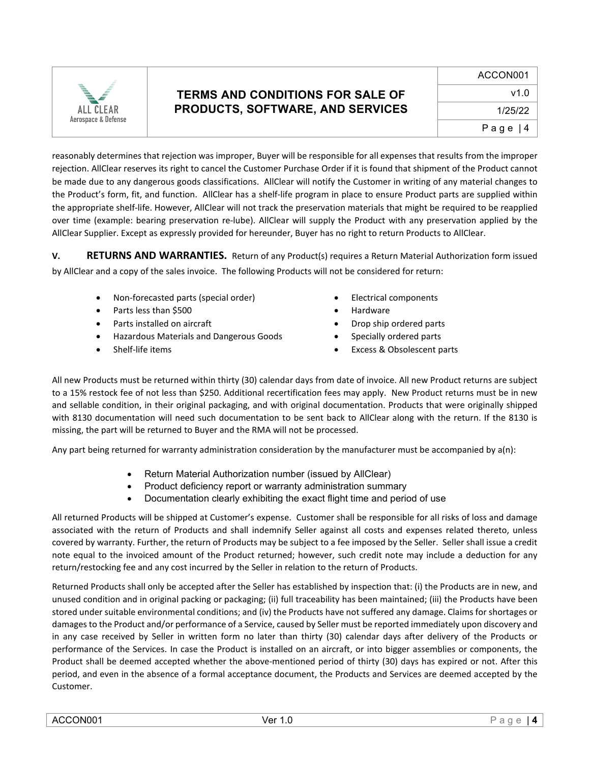reasonably determines that rejection was improper, Buyer will be responsible for all expenses that results from the improper rejection. AllClear reserves its right to cancel the Customer Purchase Order if it is found that shipment of the Product cannot be made due to any dangerous goods classifications. AllClear will notify the Customer in writing of any material changes to the Product's form, fit, and function. AllClear has a shelf-life program in place to ensure Product parts are supplied within the appropriate shelf-life. However, AllClear will not track the preservation materials that might be required to be reapplied over time (example: bearing preservation re-lube). AllClear will supply the Product with any preservation applied by the AllClear Supplier. Except as expressly provided for hereunder, Buyer has no right to return Products to AllClear.

**V. RETURNS AND WARRANTIES.** Return of any Product(s) requires a Return Material Authorization form issued by AllClear and a copy of the sales invoice. The following Products will not be considered for return:

- Non-forecasted parts (special order)
- Parts less than $500
- Parts installed on aircraft
- Hazardous Materials and Dangerous Goods
- Shelf-life items
- Electrical components
- Hardware
- Drop ship ordered parts
- Specially ordered parts
- Excess & Obsolescent parts

All new Products must be returned within thirty (30) calendar days from date of invoice. All new Product returns are subject to a 15% restock fee of not less than $250. Additional recertification fees may apply. New Product returns must be in new and sellable condition, in their original packaging, and with original documentation. Products that were originally shipped with 8130 documentation will need such documentation to be sent back to AllClear along with the return. If the 8130 is missing, the part will be returned to Buyer and the RMA will not be processed.

Any part being returned for warranty administration consideration by the manufacturer must be accompanied by a(n):

- Return Material Authorization number (issued by AllClear)
- Product deficiency report or warranty administration summary
- Documentation clearly exhibiting the exact flight time and period of use

All returned Products will be shipped at Customer's expense. Customer shall be responsible for all risks of loss and damage associated with the return of Products and shall indemnify Seller against all costs and expenses related thereto, unless covered by warranty. Further, the return of Products may be subject to a fee imposed by the Seller. Seller shall issue a credit note equal to the invoiced amount of the Product returned; however, such credit note may include a deduction for any return/restocking fee and any cost incurred by the Seller in relation to the return of Products.

Returned Products shall only be accepted after the Seller has established by inspection that: (i) the Products are in new, and unused condition and in original packing or packaging; (ii) full traceability has been maintained; (iii) the Products have been stored under suitable environmental conditions; and (iv) the Products have not suffered any damage. Claims for shortages or damages to the Product and/or performance of a Service, caused by Seller must be reported immediately upon discovery and in any case received by Seller in written form no later than thirty (30) calendar days after delivery of the Products or performance of the Services. In case the Product is installed on an aircraft, or into bigger assemblies or components, the Product shall be deemed accepted whether the above-mentioned period of thirty (30) days has expired or not. After this period, and even in the absence of a formal acceptance document, the Products and Services are deemed accepted by the Customer.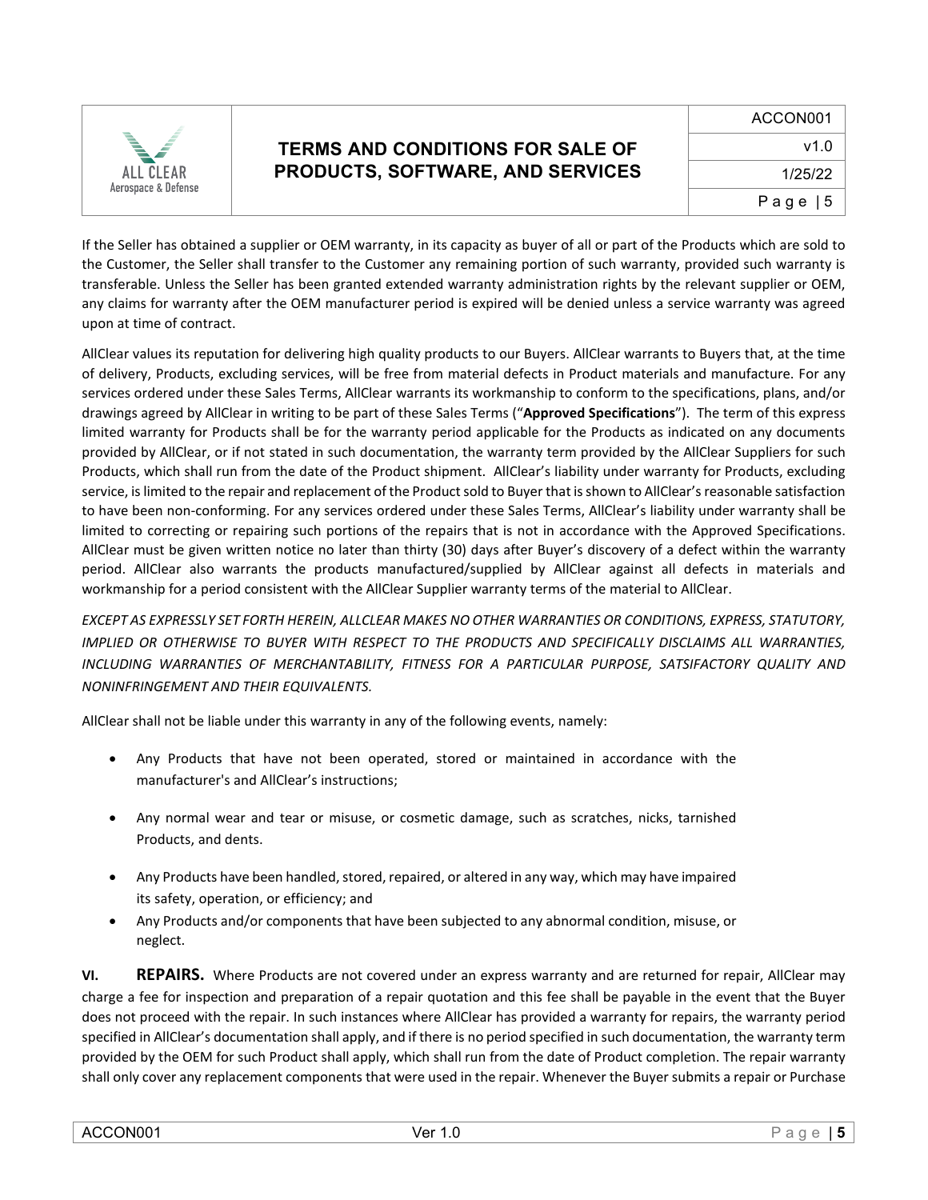If the Seller has obtained a supplier or OEM warranty, in its capacity as buyer of all or part of the Products which are sold to the Customer, the Seller shall transfer to the Customer any remaining portion of such warranty, provided such warranty is transferable. Unless the Seller has been granted extended warranty administration rights by the relevant supplier or OEM, any claims for warranty after the OEM manufacturer period is expired will be denied unless a service warranty was agreed upon at time of contract.

AllClear values its reputation for delivering high quality products to our Buyers. AllClear warrants to Buyers that, at the time of delivery, Products, excluding services, will be free from material defects in Product materials and manufacture. For any services ordered under these Sales Terms, AllClear warrants its workmanship to conform to the specifications, plans, and/or drawings agreed by AllClear in writing to be part of these Sales Terms ("**Approved Specifications**"). The term of this express limited warranty for Products shall be for the warranty period applicable for the Products as indicated on any documents provided by AllClear, or if not stated in such documentation, the warranty term provided by the AllClear Suppliers for such Products, which shall run from the date of the Product shipment. AllClear's liability under warranty for Products, excluding service, is limited to the repair and replacement of the Product sold to Buyer that is shown to AllClear's reasonable satisfaction to have been non-conforming. For any services ordered under these Sales Terms, AllClear's liability under warranty shall be limited to correcting or repairing such portions of the repairs that is not in accordance with the Approved Specifications. AllClear must be given written notice no later than thirty (30) days after Buyer's discovery of a defect within the warranty period. AllClear also warrants the products manufactured/supplied by AllClear against all defects in materials and workmanship for a period consistent with the AllClear Supplier warranty terms of the material to AllClear.

*EXCEPT AS EXPRESSLY SET FORTH HEREIN, ALLCLEAR MAKES NO OTHER WARRANTIES OR CONDITIONS, EXPRESS, STATUTORY, IMPLIED OR OTHERWISE TO BUYER WITH RESPECT TO THE PRODUCTS AND SPECIFICALLY DISCLAIMS ALL WARRANTIES, INCLUDING WARRANTIES OF MERCHANTABILITY, FITNESS FOR A PARTICULAR PURPOSE, SATSIFACTORY QUALITY AND NONINFRINGEMENT AND THEIR EQUIVALENTS.*

AllClear shall not be liable under this warranty in any of the following events, namely:

- Any Products that have not been operated, stored or maintained in accordance with the manufacturer's and AllClear's instructions;
- Any normal wear and tear or misuse, or cosmetic damage, such as scratches, nicks, tarnished Products, and dents.
- Any Products have been handled, stored, repaired, or altered in any way, which may have impaired its safety, operation, or efficiency; and
- Any Products and/or components that have been subjected to any abnormal condition, misuse, or neglect.

**VI. REPAIRS.** Where Products are not covered under an express warranty and are returned for repair, AllClear may charge a fee for inspection and preparation of a repair quotation and this fee shall be payable in the event that the Buyer does not proceed with the repair. In such instances where AllClear has provided a warranty for repairs, the warranty period specified in AllClear's documentation shall apply, and if there is no period specified in such documentation, the warranty term provided by the OEM for such Product shall apply, which shall run from the date of Product completion. The repair warranty shall only cover any replacement components that were used in the repair. Whenever the Buyer submits a repair or Purchase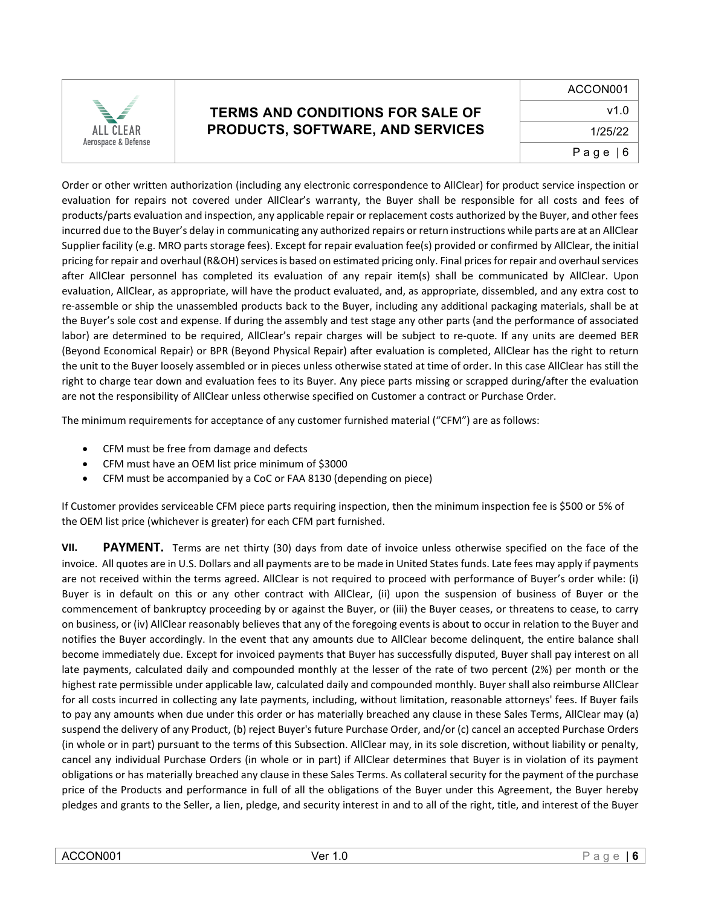Order or other written authorization (including any electronic correspondence to AllClear) for product service inspection or evaluation for repairs not covered under AllClear's warranty, the Buyer shall be responsible for all costs and fees of products/parts evaluation and inspection, any applicable repair or replacement costs authorized by the Buyer, and other fees incurred due to the Buyer's delay in communicating any authorized repairs or return instructions while parts are at an AllClear Supplier facility (e.g. MRO parts storage fees). Except for repair evaluation fee(s) provided or confirmed by AllClear, the initial pricing for repair and overhaul (R&OH) services is based on estimated pricing only. Final prices for repair and overhaul services after AllClear personnel has completed its evaluation of any repair item(s) shall be communicated by AllClear. Upon evaluation, AllClear, as appropriate, will have the product evaluated, and, as appropriate, dissembled, and any extra cost to re-assemble or ship the unassembled products back to the Buyer, including any additional packaging materials, shall be at the Buyer's sole cost and expense. If during the assembly and test stage any other parts (and the performance of associated labor) are determined to be required, AllClear's repair charges will be subject to re-quote. If any units are deemed BER (Beyond Economical Repair) or BPR (Beyond Physical Repair) after evaluation is completed, AllClear has the right to return the unit to the Buyer loosely assembled or in pieces unless otherwise stated at time of order. In this case AllClear has still the right to charge tear down and evaluation fees to its Buyer. Any piece parts missing or scrapped during/after the evaluation are not the responsibility of AllClear unless otherwise specified on Customer a contract or Purchase Order.

The minimum requirements for acceptance of any customer furnished material ("CFM") are as follows:

- CFM must be free from damage and defects
- CFM must have an OEM list price minimum of $3000
- CFM must be accompanied by a CoC or FAA 8130 (depending on piece)

If Customer provides serviceable CFM piece parts requiring inspection, then the minimum inspection fee is $500 or 5% of the OEM list price (whichever is greater) for each CFM part furnished.

**VII. PAYMENT.** Terms are net thirty (30) days from date of invoice unless otherwise specified on the face of the invoice. All quotes are in U.S. Dollars and all payments are to be made in United States funds. Late fees may apply if payments are not received within the terms agreed. AllClear is not required to proceed with performance of Buyer's order while: (i) Buyer is in default on this or any other contract with AllClear, (ii) upon the suspension of business of Buyer or the commencement of bankruptcy proceeding by or against the Buyer, or (iii) the Buyer ceases, or threatens to cease, to carry on business, or (iv) AllClear reasonably believes that any of the foregoing events is about to occur in relation to the Buyer and notifies the Buyer accordingly. In the event that any amounts due to AllClear become delinquent, the entire balance shall become immediately due. Except for invoiced payments that Buyer has successfully disputed, Buyer shall pay interest on all late payments, calculated daily and compounded monthly at the lesser of the rate of two percent (2%) per month or the highest rate permissible under applicable law, calculated daily and compounded monthly. Buyer shall also reimburse AllClear for all costs incurred in collecting any late payments, including, without limitation, reasonable attorneys' fees. If Buyer fails to pay any amounts when due under this order or has materially breached any clause in these Sales Terms, AllClear may (a) suspend the delivery of any Product, (b) reject Buyer's future Purchase Order, and/or (c) cancel an accepted Purchase Orders (in whole or in part) pursuant to the terms of this Subsection. AllClear may, in its sole discretion, without liability or penalty, cancel any individual Purchase Orders (in whole or in part) if AllClear determines that Buyer is in violation of its payment obligations or has materially breached any clause in these Sales Terms. As collateral security for the payment of the purchase price of the Products and performance in full of all the obligations of the Buyer under this Agreement, the Buyer hereby pledges and grants to the Seller, a lien, pledge, and security interest in and to all of the right, title, and interest of the Buyer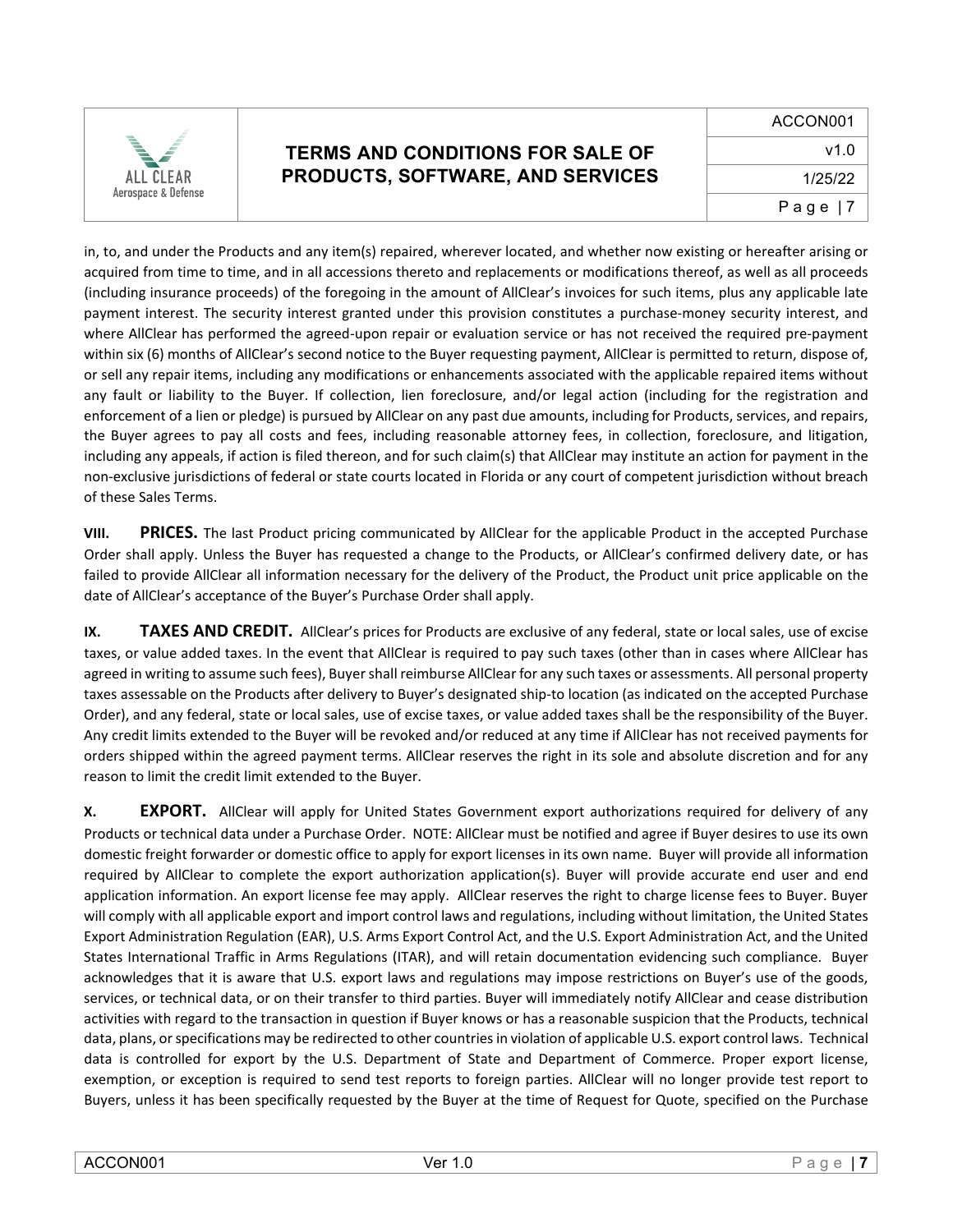in, to, and under the Products and any item(s) repaired, wherever located, and whether now existing or hereafter arising or acquired from time to time, and in all accessions thereto and replacements or modifications thereof, as well as all proceeds (including insurance proceeds) of the foregoing in the amount of AllClear's invoices for such items, plus any applicable late payment interest. The security interest granted under this provision constitutes a purchase-money security interest, and where AllClear has performed the agreed-upon repair or evaluation service or has not received the required pre-payment within six (6) months of AllClear's second notice to the Buyer requesting payment, AllClear is permitted to return, dispose of, or sell any repair items, including any modifications or enhancements associated with the applicable repaired items without any fault or liability to the Buyer. If collection, lien foreclosure, and/or legal action (including for the registration and enforcement of a lien or pledge) is pursued by AllClear on any past due amounts, including for Products, services, and repairs, the Buyer agrees to pay all costs and fees, including reasonable attorney fees, in collection, foreclosure, and litigation, including any appeals, if action is filed thereon, and for such claim(s) that AllClear may institute an action for payment in the non-exclusive jurisdictions of federal or state courts located in Florida or any court of competent jurisdiction without breach of these Sales Terms.

**VIII. PRICES.** The last Product pricing communicated by AllClear for the applicable Product in the accepted Purchase Order shall apply. Unless the Buyer has requested a change to the Products, or AllClear's confirmed delivery date, or has failed to provide AllClear all information necessary for the delivery of the Product, the Product unit price applicable on the date of AllClear's acceptance of the Buyer's Purchase Order shall apply.

**IX. TAXES AND CREDIT.** AllClear's prices for Products are exclusive of any federal, state or local sales, use of excise taxes, or value added taxes. In the event that AllClear is required to pay such taxes (other than in cases where AllClear has agreed in writing to assume such fees), Buyer shall reimburse AllClear for any such taxes or assessments. All personal property taxes assessable on the Products after delivery to Buyer's designated ship-to location (as indicated on the accepted Purchase Order), and any federal, state or local sales, use of excise taxes, or value added taxes shall be the responsibility of the Buyer. Any credit limits extended to the Buyer will be revoked and/or reduced at any time if AllClear has not received payments for orders shipped within the agreed payment terms. AllClear reserves the right in its sole and absolute discretion and for any reason to limit the credit limit extended to the Buyer.

**X. EXPORT.** AllClear will apply for United States Government export authorizations required for delivery of any Products or technical data under a Purchase Order. NOTE: AllClear must be notified and agree if Buyer desires to use its own domestic freight forwarder or domestic office to apply for export licenses in its own name. Buyer will provide all information required by AllClear to complete the export authorization application(s). Buyer will provide accurate end user and end application information. An export license fee may apply. AllClear reserves the right to charge license fees to Buyer. Buyer will comply with all applicable export and import control laws and regulations, including without limitation, the United States Export Administration Regulation (EAR), U.S. Arms Export Control Act, and the U.S. Export Administration Act, and the United States International Traffic in Arms Regulations (ITAR), and will retain documentation evidencing such compliance. Buyer acknowledges that it is aware that U.S. export laws and regulations may impose restrictions on Buyer's use of the goods, services, or technical data, or on their transfer to third parties. Buyer will immediately notify AllClear and cease distribution activities with regard to the transaction in question if Buyer knows or has a reasonable suspicion that the Products, technical data, plans, or specifications may be redirected to other countries in violation of applicable U.S. export control laws. Technical data is controlled for export by the U.S. Department of State and Department of Commerce. Proper export license, exemption, or exception is required to send test reports to foreign parties. AllClear will no longer provide test report to Buyers, unless it has been specifically requested by the Buyer at the time of Request for Quote, specified on the Purchase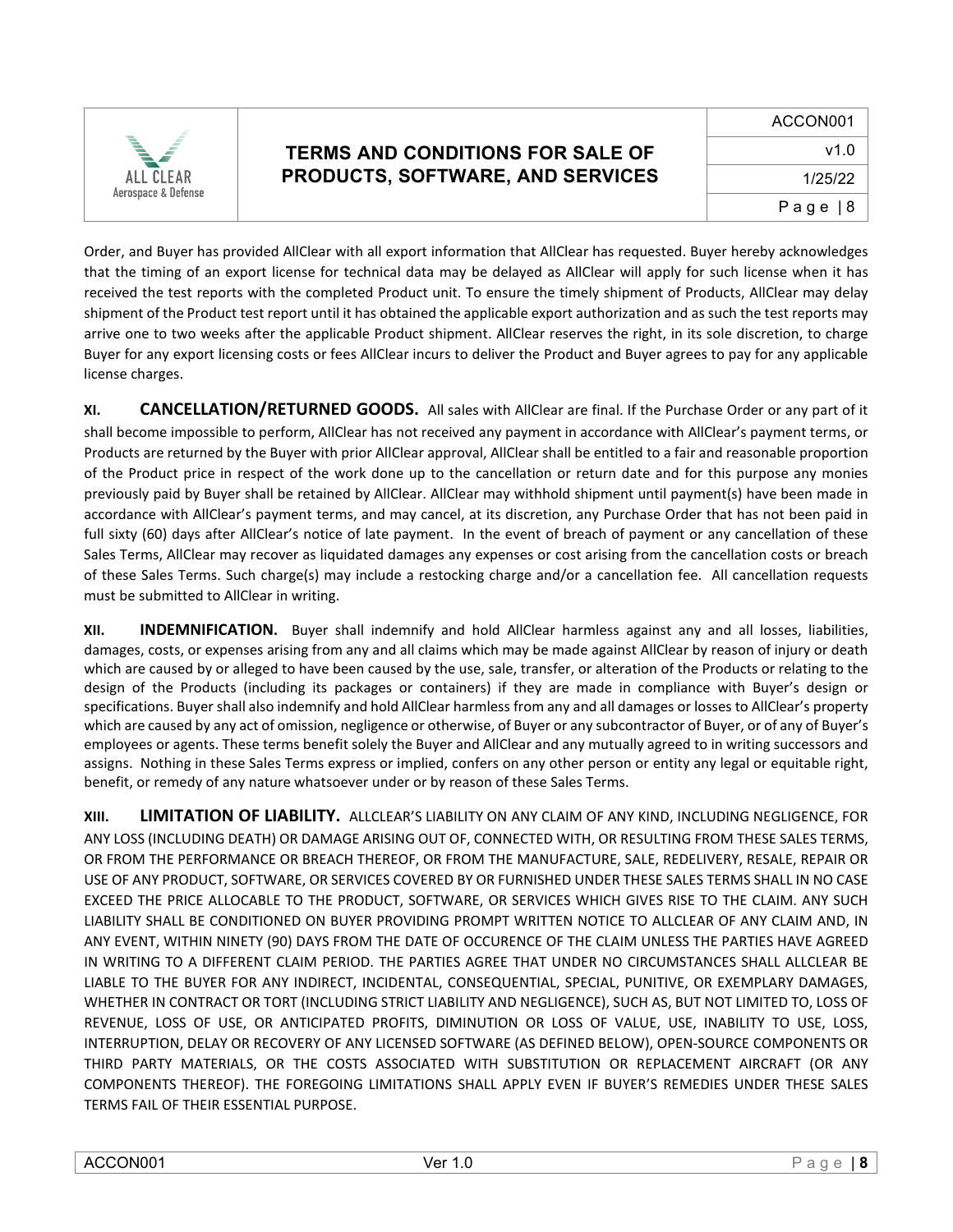Order, and Buyer has provided AllClear with all export information that AllClear has requested. Buyer hereby acknowledges that the timing of an export license for technical data may be delayed as AllClear will apply for such license when it has received the test reports with the completed Product unit. To ensure the timely shipment of Products, AllClear may delay shipment of the Product test report until it has obtained the applicable export authorization and as such the test reports may arrive one to two weeks after the applicable Product shipment. AllClear reserves the right, in its sole discretion, to charge Buyer for any export licensing costs or fees AllClear incurs to deliver the Product and Buyer agrees to pay for any applicable license charges.

**XI. CANCELLATION/RETURNED GOODS.** All sales with AllClear are final. If the Purchase Order or any part of it shall become impossible to perform, AllClear has not received any payment in accordance with AllClear's payment terms, or Products are returned by the Buyer with prior AllClear approval, AllClear shall be entitled to a fair and reasonable proportion of the Product price in respect of the work done up to the cancellation or return date and for this purpose any monies previously paid by Buyer shall be retained by AllClear. AllClear may withhold shipment until payment(s) have been made in accordance with AllClear's payment terms, and may cancel, at its discretion, any Purchase Order that has not been paid in full sixty (60) days after AllClear's notice of late payment. In the event of breach of payment or any cancellation of these Sales Terms, AllClear may recover as liquidated damages any expenses or cost arising from the cancellation costs or breach of these Sales Terms. Such charge(s) may include a restocking charge and/or a cancellation fee. All cancellation requests must be submitted to AllClear in writing.

**XII. INDEMNIFICATION.** Buyer shall indemnify and hold AllClear harmless against any and all losses, liabilities, damages, costs, or expenses arising from any and all claims which may be made against AllClear by reason of injury or death which are caused by or alleged to have been caused by the use, sale, transfer, or alteration of the Products or relating to the design of the Products (including its packages or containers) if they are made in compliance with Buyer's design or specifications. Buyer shall also indemnify and hold AllClear harmless from any and all damages or losses to AllClear's property which are caused by any act of omission, negligence or otherwise, of Buyer or any subcontractor of Buyer, or of any of Buyer's employees or agents. These terms benefit solely the Buyer and AllClear and any mutually agreed to in writing successors and assigns. Nothing in these Sales Terms express or implied, confers on any other person or entity any legal or equitable right, benefit, or remedy of any nature whatsoever under or by reason of these Sales Terms.

**XIII. LIMITATION OF LIABILITY.** ALLCLEAR'S LIABILITY ON ANY CLAIM OF ANY KIND, INCLUDING NEGLIGENCE, FOR ANY LOSS (INCLUDING DEATH) OR DAMAGE ARISING OUT OF, CONNECTED WITH, OR RESULTING FROM THESE SALES TERMS, OR FROM THE PERFORMANCE OR BREACH THEREOF, OR FROM THE MANUFACTURE, SALE, REDELIVERY, RESALE, REPAIR OR USE OF ANY PRODUCT, SOFTWARE, OR SERVICES COVERED BY OR FURNISHED UNDER THESE SALES TERMS SHALL IN NO CASE EXCEED THE PRICE ALLOCABLE TO THE PRODUCT, SOFTWARE, OR SERVICES WHICH GIVES RISE TO THE CLAIM. ANY SUCH LIABILITY SHALL BE CONDITIONED ON BUYER PROVIDING PROMPT WRITTEN NOTICE TO ALLCLEAR OF ANY CLAIM AND, IN ANY EVENT, WITHIN NINETY (90) DAYS FROM THE DATE OF OCCURENCE OF THE CLAIM UNLESS THE PARTIES HAVE AGREED IN WRITING TO A DIFFERENT CLAIM PERIOD. THE PARTIES AGREE THAT UNDER NO CIRCUMSTANCES SHALL ALLCLEAR BE LIABLE TO THE BUYER FOR ANY INDIRECT, INCIDENTAL, CONSEQUENTIAL, SPECIAL, PUNITIVE, OR EXEMPLARY DAMAGES, WHETHER IN CONTRACT OR TORT (INCLUDING STRICT LIABILITY AND NEGLIGENCE), SUCH AS, BUT NOT LIMITED TO, LOSS OF REVENUE, LOSS OF USE, OR ANTICIPATED PROFITS, DIMINUTION OR LOSS OF VALUE, USE, INABILITY TO USE, LOSS, INTERRUPTION, DELAY OR RECOVERY OF ANY LICENSED SOFTWARE (AS DEFINED BELOW), OPEN-SOURCE COMPONENTS OR THIRD PARTY MATERIALS, OR THE COSTS ASSOCIATED WITH SUBSTITUTION OR REPLACEMENT AIRCRAFT (OR ANY COMPONENTS THEREOF). THE FOREGOING LIMITATIONS SHALL APPLY EVEN IF BUYER'S REMEDIES UNDER THESE SALES TERMS FAIL OF THEIR ESSENTIAL PURPOSE.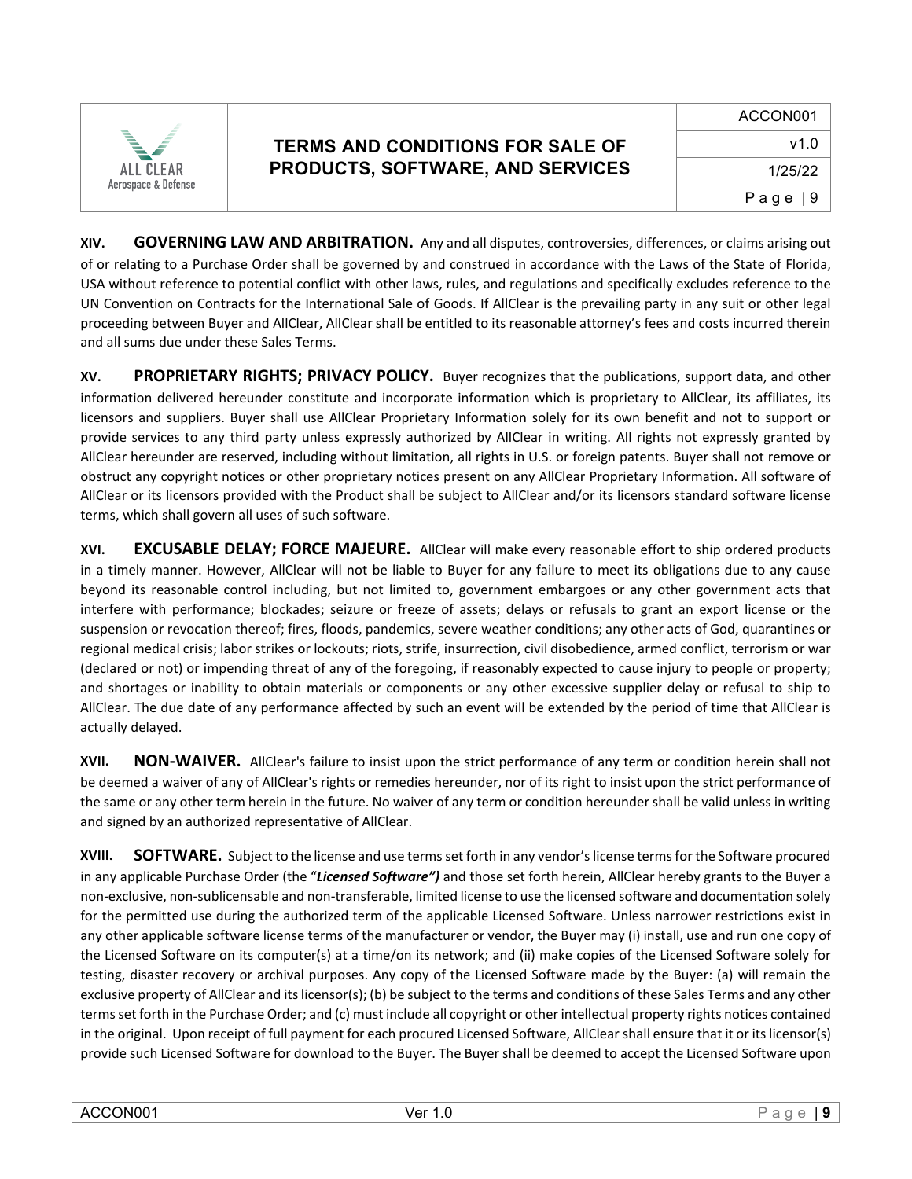**XIV. GOVERNING LAW AND ARBITRATION.** Any and all disputes, controversies, differences, or claims arising out of or relating to a Purchase Order shall be governed by and construed in accordance with the Laws of the State of Florida, USA without reference to potential conflict with other laws, rules, and regulations and specifically excludes reference to the UN Convention on Contracts for the International Sale of Goods. If AllClear is the prevailing party in any suit or other legal proceeding between Buyer and AllClear, AllClear shall be entitled to its reasonable attorney's fees and costs incurred therein and all sums due under these Sales Terms.

**XV. PROPRIETARY RIGHTS; PRIVACY POLICY.** Buyer recognizes that the publications, support data, and other information delivered hereunder constitute and incorporate information which is proprietary to AllClear, its affiliates, its licensors and suppliers. Buyer shall use AllClear Proprietary Information solely for its own benefit and not to support or provide services to any third party unless expressly authorized by AllClear in writing. All rights not expressly granted by AllClear hereunder are reserved, including without limitation, all rights in U.S. or foreign patents. Buyer shall not remove or obstruct any copyright notices or other proprietary notices present on any AllClear Proprietary Information. All software of AllClear or its licensors provided with the Product shall be subject to AllClear and/or its licensors standard software license terms, which shall govern all uses of such software.

**XVI. EXCUSABLE DELAY; FORCE MAJEURE.** AllClear will make every reasonable effort to ship ordered products in a timely manner. However, AllClear will not be liable to Buyer for any failure to meet its obligations due to any cause beyond its reasonable control including, but not limited to, government embargoes or any other government acts that interfere with performance; blockades; seizure or freeze of assets; delays or refusals to grant an export license or the suspension or revocation thereof; fires, floods, pandemics, severe weather conditions; any other acts of God, quarantines or regional medical crisis; labor strikes or lockouts; riots, strife, insurrection, civil disobedience, armed conflict, terrorism or war (declared or not) or impending threat of any of the foregoing, if reasonably expected to cause injury to people or property; and shortages or inability to obtain materials or components or any other excessive supplier delay or refusal to ship to AllClear. The due date of any performance affected by such an event will be extended by the period of time that AllClear is actually delayed.

**XVII. NON-WAIVER.** AllClear's failure to insist upon the strict performance of any term or condition herein shall not be deemed a waiver of any of AllClear's rights or remedies hereunder, nor of its right to insist upon the strict performance of the same or any other term herein in the future. No waiver of any term or condition hereunder shall be valid unless in writing and signed by an authorized representative of AllClear.

**XVIII. SOFTWARE.** Subject to the license and use terms set forth in any vendor's license terms for the Software procured in any applicable Purchase Order (the "***Licensed Software")*** and those set forth herein, AllClear hereby grants to the Buyer a non-exclusive, non-sublicensable and non-transferable, limited license to use the licensed software and documentation solely for the permitted use during the authorized term of the applicable Licensed Software. Unless narrower restrictions exist in any other applicable software license terms of the manufacturer or vendor, the Buyer may (i) install, use and run one copy of the Licensed Software on its computer(s) at a time/on its network; and (ii) make copies of the Licensed Software solely for testing, disaster recovery or archival purposes. Any copy of the Licensed Software made by the Buyer: (a) will remain the exclusive property of AllClear and its licensor(s); (b) be subject to the terms and conditions of these Sales Terms and any other terms set forth in the Purchase Order; and (c) must include all copyright or other intellectual property rights notices contained in the original. Upon receipt of full payment for each procured Licensed Software, AllClear shall ensure that it or its licensor(s) provide such Licensed Software for download to the Buyer. The Buyer shall be deemed to accept the Licensed Software upon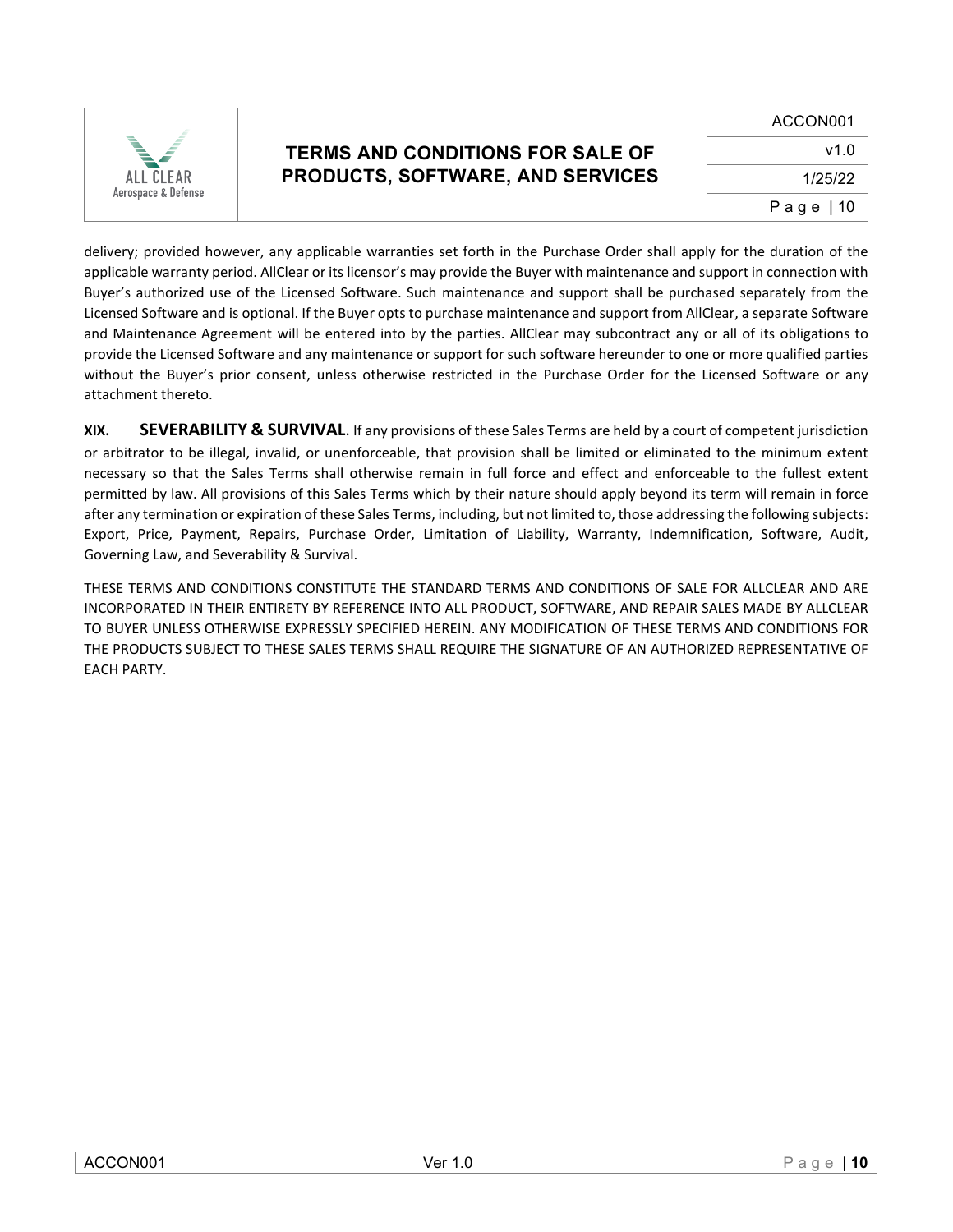delivery; provided however, any applicable warranties set forth in the Purchase Order shall apply for the duration of the applicable warranty period. AllClear or its licensor's may provide the Buyer with maintenance and support in connection with Buyer's authorized use of the Licensed Software. Such maintenance and support shall be purchased separately from the Licensed Software and is optional. If the Buyer opts to purchase maintenance and support from AllClear, a separate Software and Maintenance Agreement will be entered into by the parties. AllClear may subcontract any or all of its obligations to provide the Licensed Software and any maintenance or support for such software hereunder to one or more qualified parties without the Buyer's prior consent, unless otherwise restricted in the Purchase Order for the Licensed Software or any attachment thereto.

**XIX. SEVERABILITY & SURVIVAL.** If any provisions of these Sales Terms are held by a court of competent jurisdiction or arbitrator to be illegal, invalid, or unenforceable, that provision shall be limited or eliminated to the minimum extent necessary so that the Sales Terms shall otherwise remain in full force and effect and enforceable to the fullest extent permitted by law. All provisions of this Sales Terms which by their nature should apply beyond its term will remain in force after any termination or expiration of these Sales Terms, including, but not limited to, those addressing the following subjects: Export, Price, Payment, Repairs, Purchase Order, Limitation of Liability, Warranty, Indemnification, Software, Audit, Governing Law, and Severability & Survival.

THESE TERMS AND CONDITIONS CONSTITUTE THE STANDARD TERMS AND CONDITIONS OF SALE FOR ALLCLEAR AND ARE INCORPORATED IN THEIR ENTIRETY BY REFERENCE INTO ALL PRODUCT, SOFTWARE, AND REPAIR SALES MADE BY ALLCLEAR TO BUYER UNLESS OTHERWISE EXPRESSLY SPECIFIED HEREIN. ANY MODIFICATION OF THESE TERMS AND CONDITIONS FOR THE PRODUCTS SUBJECT TO THESE SALES TERMS SHALL REQUIRE THE SIGNATURE OF AN AUTHORIZED REPRESENTATIVE OF EACH PARTY.